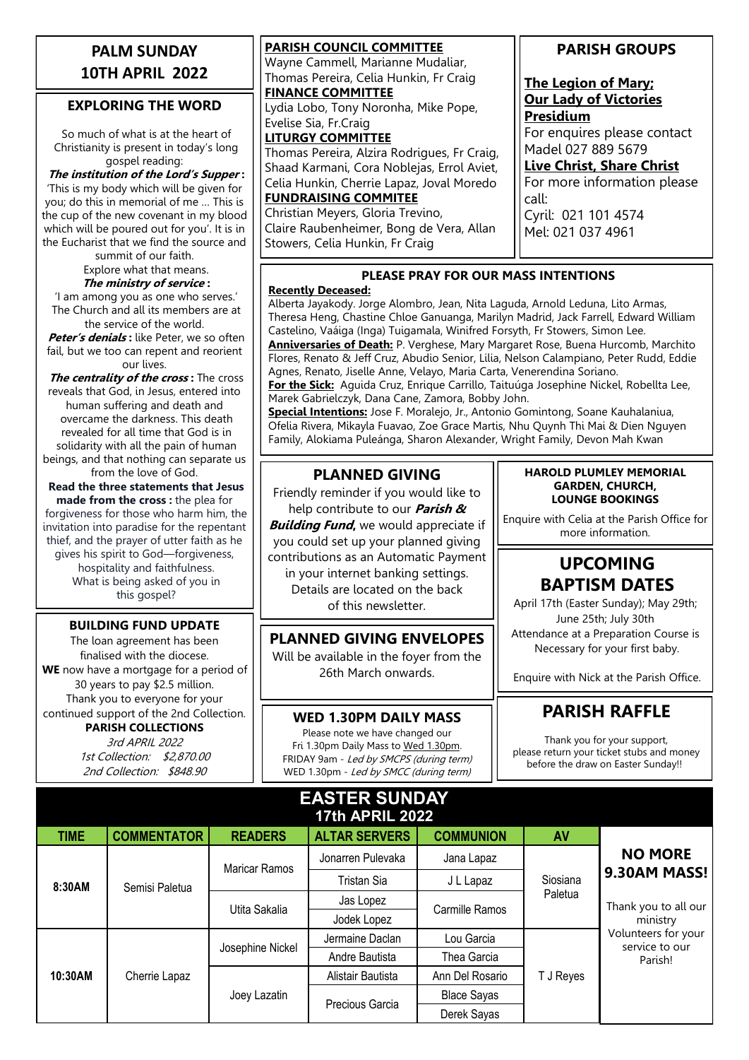# PALM SUNDAY
# 10TH APRIL 2022

## EXPLORING THE WORD

So much of what is at the heart of Christianity is present in today's long gospel reading:

***The institution of the Lord's Supper*:** 'This is my body which will be given for you; do this in memorial of me … This is the cup of the new covenant in my blood which will be poured out for you'. It is in the Eucharist that we find the source and summit of our faith.
Explore what that means.

***The ministry of service*:** 'I am among you as one who serves.' The Church and all its members are at the service of the world.

***Peter's denials*:** like Peter, we so often fail, but we too can repent and reorient our lives.

***The centrality of the cross*:** The cross reveals that God, in Jesus, entered into human suffering and death and overcame the darkness. This death revealed for all time that God is in solidarity with all the pain of human beings, and that nothing can separate us from the love of God.

**Read the three statements that Jesus made from the cross:** the plea for forgiveness for those who harm him, the invitation into paradise for the repentant thief, and the prayer of utter faith as he gives his spirit to God—forgiveness, hospitality and faithfulness.
What is being asked of you in this gospel?

## BUILDING FUND UPDATE

The loan agreement has been finalised with the diocese.
**WE** now have a mortgage for a period of 30 years to pay $2.5 million.
Thank you to everyone for your continued support of the 2nd Collection.

**PARISH COLLECTIONS**
*3rd APRIL 2022*
*1st Collection: $2,870.00*
*2nd Collection: $848.90*

**PARISH COUNCIL COMMITTEE**
Wayne Cammell, Marianne Mudaliar, Thomas Pereira, Celia Hunkin, Fr Craig

**FINANCE COMMITTEE**
Lydia Lobo, Tony Noronha, Mike Pope, Evelise Sia, Fr.Craig

**LITURGY COMMITTEE**
Thomas Pereira, Alzira Rodrigues, Fr Craig, Shaad Karmani, Cora Noblejas, Errol Aviet, Celia Hunkin, Cherrie Lapaz, Joval Moredo

**FUNDRAISING COMMITEE**
Christian Meyers, Gloria Trevino, Claire Raubenheimer, Bong de Vera, Allan Stowers, Celia Hunkin, Fr Craig

## PARISH GROUPS

**The Legion of Mary; Our Lady of Victories Presidium**
For enquires please contact Madel 027 889 5679

**Live Christ, Share Christ**
For more information please call:
Cyril: 021 101 4574
Mel: 021 037 4961

## PLEASE PRAY FOR OUR MASS INTENTIONS

**Recently Deceased:**
Alberta Jayakody. Jorge Alombro, Jean, Nita Laguda, Arnold Leduna, Lito Armas, Theresa Heng, Chastine Chloe Ganuanga, Marilyn Madrid, Jack Farrell, Edward William Castelino, Vaáiga (Inga) Tuigamala, Winifred Forsyth, Fr Stowers, Simon Lee.

**Anniversaries of Death:** P. Verghese, Mary Margaret Rose, Buena Hurcomb, Marchito Flores, Renato & Jeff Cruz, Abudio Senior, Lilia, Nelson Calampiano, Peter Rudd, Eddie Agnes, Renato, Jiselle Anne, Velayo, Maria Carta, Venerendina Soriano.

**For the Sick:** Aguida Cruz, Enrique Carrillo, Taituúga Josephine Nickel, Robellta Lee, Marek Gabrielczyk, Dana Cane, Zamora, Bobby John.

**Special Intentions:** Jose F. Moralejo, Jr., Antonio Gomintong, Soane Kauhalaniua, Ofelia Rivera, Mikayla Fuavao, Zoe Grace Martis, Nhu Quynh Thi Mai & Dien Nguyen Family, Alokiama Puleánga, Sharon Alexander, Wright Family, Devon Mah Kwan

## PLANNED GIVING

Friendly reminder if you would like to help contribute to our ***Parish & Building Fund***, we would appreciate if you could set up your planned giving contributions as an Automatic Payment in your internet banking settings. Details are located on the back of this newsletter.

## PLANNED GIVING ENVELOPES

Will be available in the foyer from the 26th March onwards.

## WED 1.30PM DAILY MASS

Please note we have changed our Fri 1.30pm Daily Mass to Wed 1.30pm.
FRIDAY 9am - *Led by SMCPS (during term)*
WED 1.30pm - *Led by SMCC (during term)*

### HAROLD PLUMLEY MEMORIAL GARDEN, CHURCH, LOUNGE BOOKINGS

Enquire with Celia at the Parish Office for more information.

## UPCOMING BAPTISM DATES

April 17th (Easter Sunday); May 29th; June 25th; July 30th
Attendance at a Preparation Course is Necessary for your first baby.

Enquire with Nick at the Parish Office.

## PARISH RAFFLE

Thank you for your support, please return your ticket stubs and money before the draw on Easter Sunday!!

## EASTER SUNDAY
### 17th APRIL 2022

| TIME | COMMENTATOR | READERS | ALTAR SERVERS | COMMUNION | AV |
|---|---|---|---|---|---|
| 8:30AM | Semisi Paletua | Maricar Ramos | Jonarren Pulevaka | Jana Lapaz | Siosiana Paletua |
| | | | Tristan Sia | J L Lapaz | |
| | | Utita Sakalia | Jas Lopez | Carmille Ramos | |
| | | | Jodek Lopez | | |
| 10:30AM | Cherrie Lapaz | Josephine Nickel | Jermaine Daclan | Lou Garcia | T J Reyes |
| | | | Andre Bautista | Thea Garcia | |
| | | Joey Lazatin | Alistair Bautista | Ann Del Rosario | |
| | | | Precious Garcia | Blace Sayas | |
| | | | | Derek Sayas | |

**NO MORE 9.30AM MASS!**

Thank you to all our ministry Volunteers for your service to our Parish!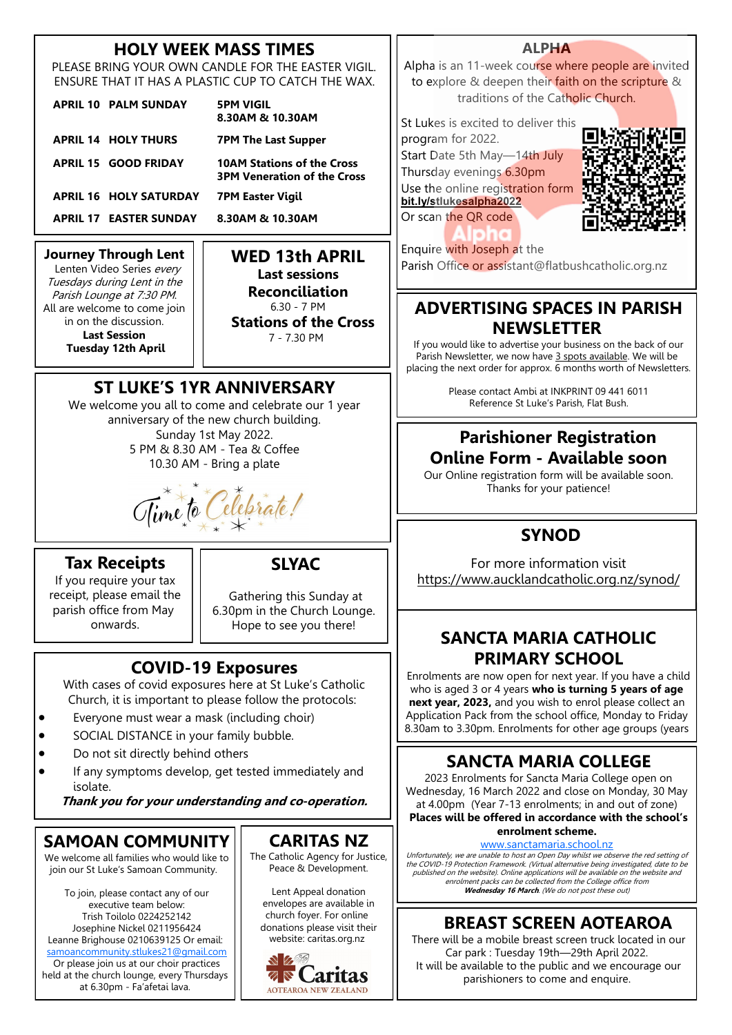## HOLY WEEK MASS TIMES

PLEASE BRING YOUR OWN CANDLE FOR THE EASTER VIGIL. ENSURE THAT IT HAS A PLASTIC CUP TO CATCH THE WAX.

| | | |
|---|---|---|
| **APRIL 10** | **PALM SUNDAY** | **5PM VIGIL 8.30AM & 10.30AM** |
| **APRIL 14** | **HOLY THURS** | **7PM The Last Supper** |
| **APRIL 15** | **GOOD FRIDAY** | **10AM Stations of the Cross 3PM Veneration of the Cross** |
| **APRIL 16** | **HOLY SATURDAY** | **7PM Easter Vigil** |
| **APRIL 17** | **EASTER SUNDAY** | **8.30AM & 10.30AM** |

## Journey Through Lent

Lenten Video Series *every Tuesdays during Lent in the Parish Lounge at 7:30 PM.*
All are welcome to come join in on the discussion.
**Last Session**
**Tuesday 12th April**

## WED 13th APRIL

**Last sessions**
**Reconciliation**
6.30 - 7 PM
**Stations of the Cross**
7 - 7.30 PM

## ST LUKE'S 1YR ANNIVERSARY

We welcome you all to come and celebrate our 1 year anniversary of the new church building.
Sunday 1st May 2022.
5 PM & 8.30 AM - Tea & Coffee
10.30 AM - Bring a plate

Time to Celebrate!

## Tax Receipts

If you require your tax receipt, please email the parish office from May onwards.

## SLYAC

Gathering this Sunday at 6.30pm in the Church Lounge. Hope to see you there!

## COVID-19 Exposures

With cases of covid exposures here at St Luke's Catholic Church, it is important to please follow the protocols:

- Everyone must wear a mask (including choir)
- SOCIAL DISTANCE in your family bubble.
- Do not sit directly behind others
- If any symptoms develop, get tested immediately and isolate.

***Thank you for your understanding and co-operation.***

## SAMOAN COMMUNITY

We welcome all families who would like to join our St Luke's Samoan Community.

To join, please contact any of our executive team below:
Trish Toilolo 0224252142
Josephine Nickel 0211956424
Leanne Brighouse 0210639125 Or email: samoancommunity.stlukes21@gmail.com
Or please join us at our choir practices held at the church lounge, every Thursdays at 6.30pm - Fa'afetai lava.

## CARITAS NZ

The Catholic Agency for Justice, Peace & Development.

Lent Appeal donation envelopes are available in church foyer. For online donations please visit their website: caritas.org.nz

Caritas AOTEAROA NEW ZEALAND

## ALPHA

Alpha is an 11-week course where people are invited to explore & deepen their faith on the scripture & traditions of the Catholic Church.

St Lukes is excited to deliver this program for 2022.
Start Date 5th May—14th July
Thursday evenings 6.30pm
Use the online registration form **bit.ly/stlukesalpha2022**
Or scan the QR code

Enquire with Joseph at the Parish Office or assistant@flatbushcatholic.org.nz

## ADVERTISING SPACES IN PARISH NEWSLETTER

If you would like to advertise your business on the back of our Parish Newsletter, we now have 3 spots available. We will be placing the next order for approx. 6 months worth of Newsletters.

Please contact Ambi at INKPRINT 09 441 6011
Reference St Luke's Parish, Flat Bush.

## Parishioner Registration Online Form - Available soon

Our Online registration form will be available soon. Thanks for your patience!

## SYNOD

For more information visit https://www.aucklandcatholic.org.nz/synod/

## SANCTA MARIA CATHOLIC PRIMARY SCHOOL

Enrolments are now open for next year. If you have a child who is aged 3 or 4 years **who is turning 5 years of age next year, 2023,** and you wish to enrol please collect an Application Pack from the school office, Monday to Friday 8.30am to 3.30pm. Enrolments for other age groups (years

## SANCTA MARIA COLLEGE

2023 Enrollments for Sancta Maria College open on Wednesday, 16 March 2022 and close on Monday, 30 May at 4.00pm (Year 7-13 enrolments; in and out of zone)
**Places will be offered in accordance with the school's enrolment scheme.**
www.sanctamaria.school.nz

*Unfortunately, we are unable to host an Open Day whilst we observe the red setting of the COVID-19 Protection Framework. (Virtual alternative being investigated, date to be published on the website). Online applications will be available on the website and enrolment packs can be collected from the College office from* ***Wednesday 16 March****. (We do not post these out)*

## BREAST SCREEN AOTEAROA

There will be a mobile breast screen truck located in our Car park : Tuesday 19th—29th April 2022.
It will be available to the public and we encourage our parishioners to come and enquire.